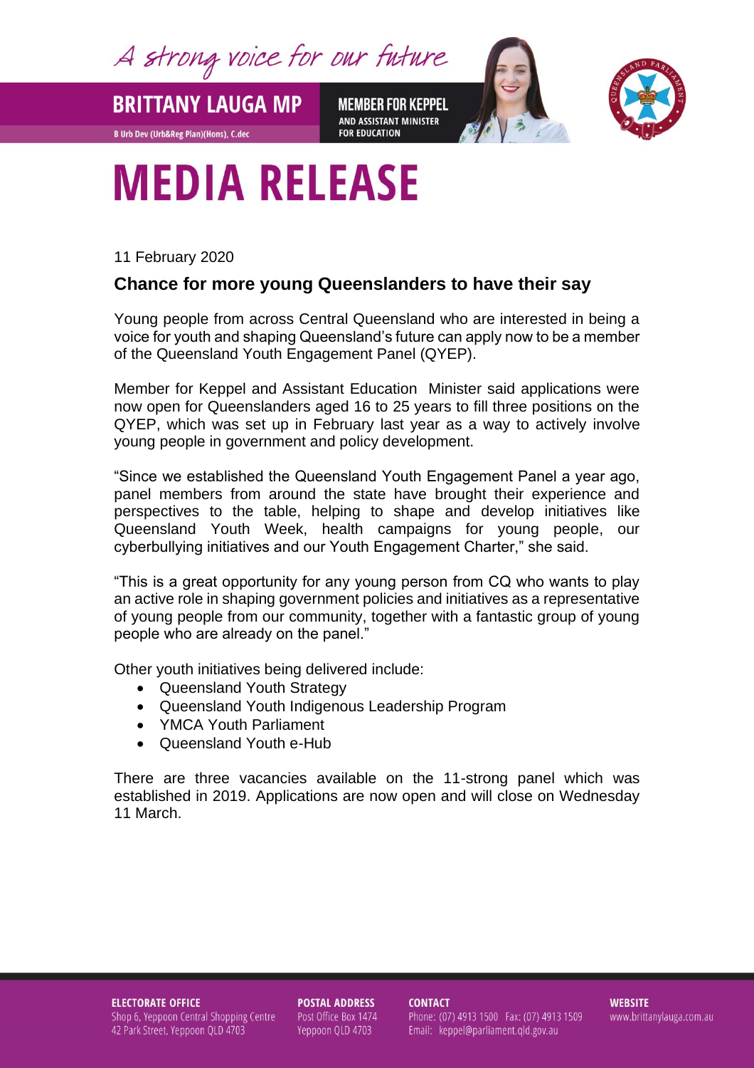A strong voice for our future

**BRITTANY LAUGA MP**

B Urb Dev (Urb&Reg Plan)(Hons), C.dec

**MEMBER FOR KEPPEL**
AND ASSISTANT MINISTER FOR EDUCATION

# MEDIA RELEASE

11 February 2020

## Chance for more young Queenslanders to have their say

Young people from across Central Queensland who are interested in being a voice for youth and shaping Queensland's future can apply now to be a member of the Queensland Youth Engagement Panel (QYEP).

Member for Keppel and Assistant Education Minister said applications were now open for Queenslanders aged 16 to 25 years to fill three positions on the QYEP, which was set up in February last year as a way to actively involve young people in government and policy development.

"Since we established the Queensland Youth Engagement Panel a year ago, panel members from around the state have brought their experience and perspectives to the table, helping to shape and develop initiatives like Queensland Youth Week, health campaigns for young people, our cyberbullying initiatives and our Youth Engagement Charter," she said.

"This is a great opportunity for any young person from CQ who wants to play an active role in shaping government policies and initiatives as a representative of young people from our community, together with a fantastic group of young people who are already on the panel."

Other youth initiatives being delivered include:

- Queensland Youth Strategy
- Queensland Youth Indigenous Leadership Program
- YMCA Youth Parliament
- Queensland Youth e-Hub

There are three vacancies available on the 11-strong panel which was established in 2019. Applications are now open and will close on Wednesday 11 March.

**ELECTORATE OFFICE**
Shop 6, Yeppoon Central Shopping Centre
42 Park Street, Yeppoon QLD 4703

**POSTAL ADDRESS**
Post Office Box 1474
Yeppoon QLD 4703

**CONTACT**
Phone: (07) 4913 1500 Fax: (07) 4913 1509
Email: keppel@parliament.qld.gov.au

**WEBSITE**
www.brittanylauga.com.au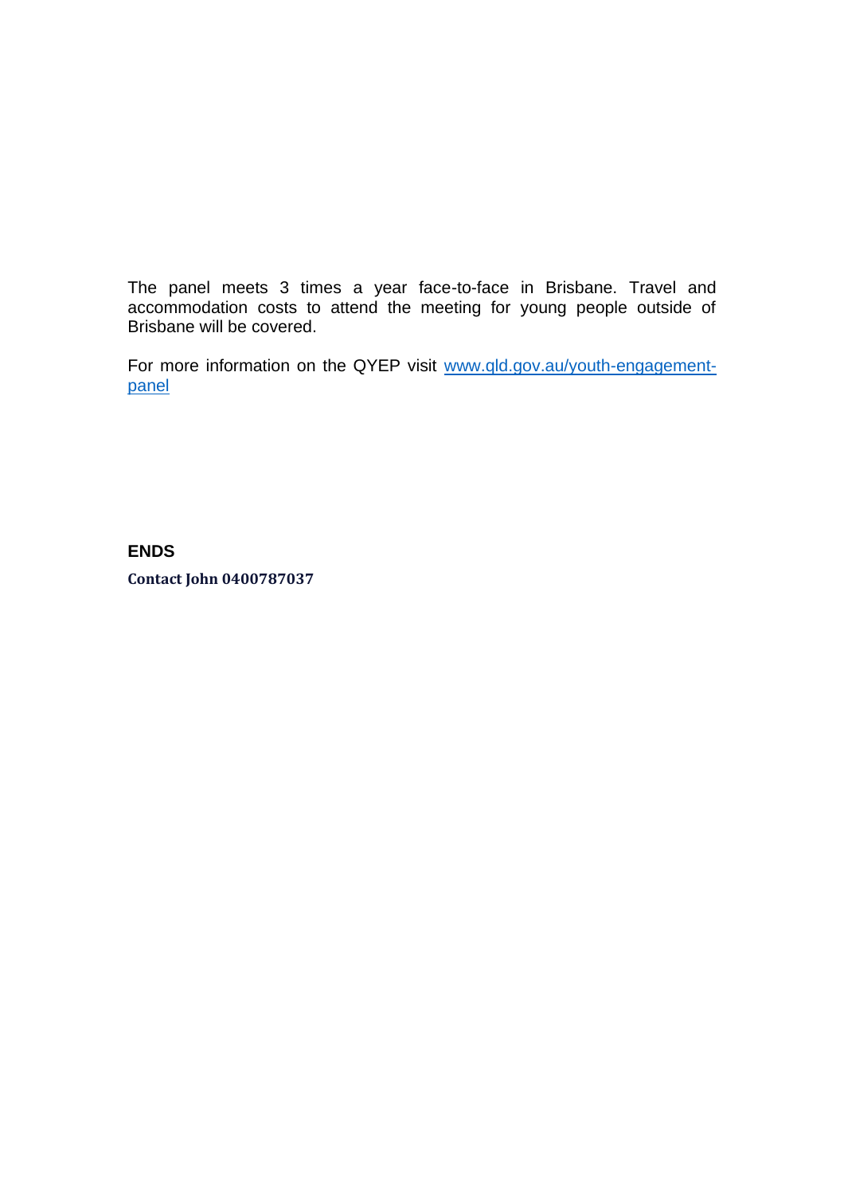The panel meets 3 times a year face-to-face in Brisbane. Travel and accommodation costs to attend the meeting for young people outside of Brisbane will be covered.

For more information on the QYEP visit [www.qld.gov.au/youth-engagement-panel](http://www.qld.gov.au/youth-engagement-panel)

**ENDS**

**Contact John 0400787037**